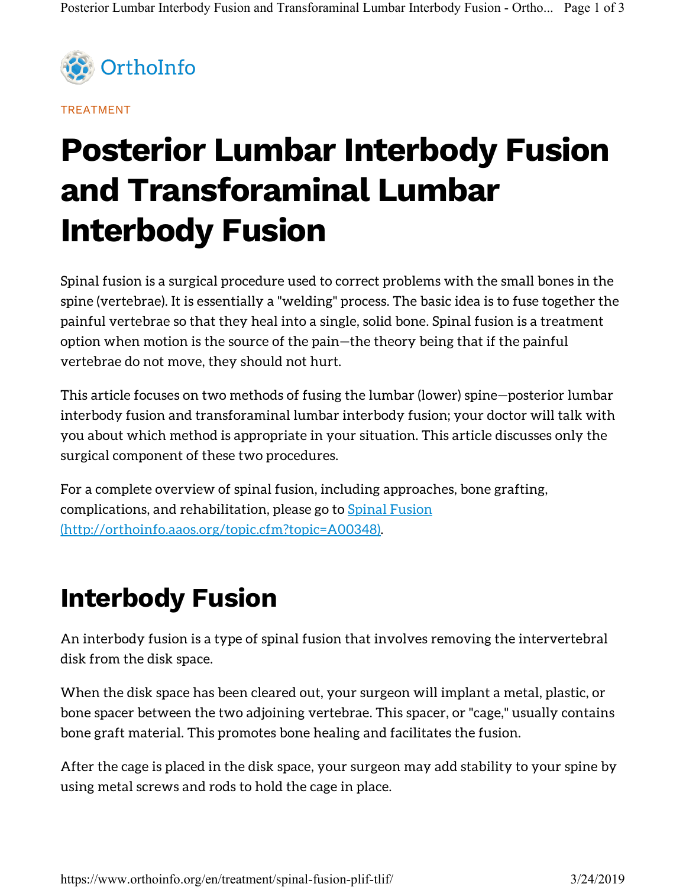OrthoInfo

TREATMENT

# Posterior Lumbar Interbody Fusion and Transforaminal Lumbar Interbody Fusion

Spinal fusion is a surgical procedure used to correct problems with the small bones in the spine (vertebrae). It is essentially a "welding" process. The basic idea is to fuse together the painful vertebrae so that they heal into a single, solid bone. Spinal fusion is a treatment option when motion is the source of the pain—the theory being that if the painful vertebrae do not move, they should not hurt.

This article focuses on two methods of fusing the lumbar (lower) spine—posterior lumbar interbody fusion and transforaminal lumbar interbody fusion; your doctor will talk with you about which method is appropriate in your situation. This article discusses only the surgical component of these two procedures.

For a complete overview of spinal fusion, including approaches, bone grafting, complications, and rehabilitation, please go to [Spinal Fusion (http://orthoinfo.aaos.org/topic.cfm?topic=A00348)](http://orthoinfo.aaos.org/topic.cfm?topic=A00348).

## Interbody Fusion

An interbody fusion is a type of spinal fusion that involves removing the intervertebral disk from the disk space.

When the disk space has been cleared out, your surgeon will implant a metal, plastic, or bone spacer between the two adjoining vertebrae. This spacer, or "cage," usually contains bone graft material. This promotes bone healing and facilitates the fusion.

After the cage is placed in the disk space, your surgeon may add stability to your spine by using metal screws and rods to hold the cage in place.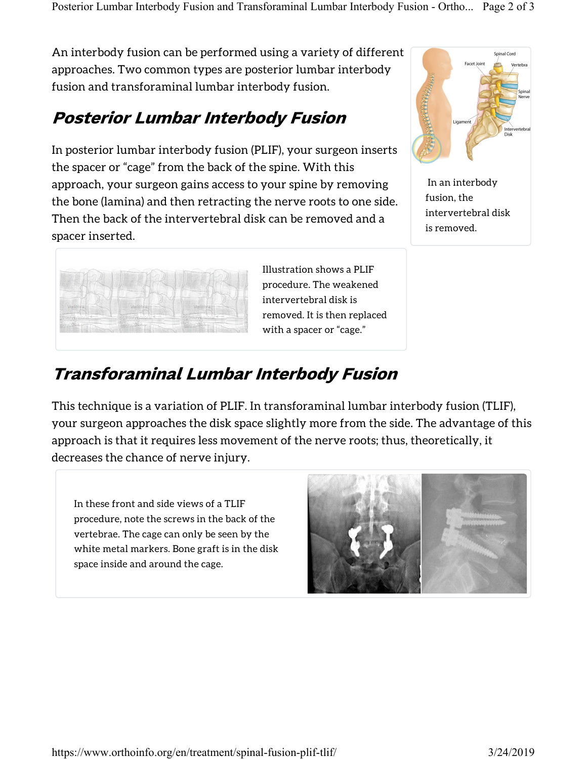An interbody fusion can be performed using a variety of different approaches. Two common types are posterior lumbar interbody fusion and transforaminal lumbar interbody fusion.

In an interbody fusion, the intervertebral disk is removed.

## Posterior Lumbar Interbody Fusion

In posterior lumbar interbody fusion (PLIF), your surgeon inserts the spacer or "cage" from the back of the spine. With this approach, your surgeon gains access to your spine by removing the bone (lamina) and then retracting the nerve roots to one side. Then the back of the intervertebral disk can be removed and a spacer inserted.

Illustration shows a PLIF procedure. The weakened intervertebral disk is removed. It is then replaced with a spacer or "cage."

## Transforaminal Lumbar Interbody Fusion

This technique is a variation of PLIF. In transforaminal lumbar interbody fusion (TLIF), your surgeon approaches the disk space slightly more from the side. The advantage of this approach is that it requires less movement of the nerve roots; thus, theoretically, it decreases the chance of nerve injury.

In these front and side views of a TLIF procedure, note the screws in the back of the vertebrae. The cage can only be seen by the white metal markers. Bone graft is in the disk space inside and around the cage.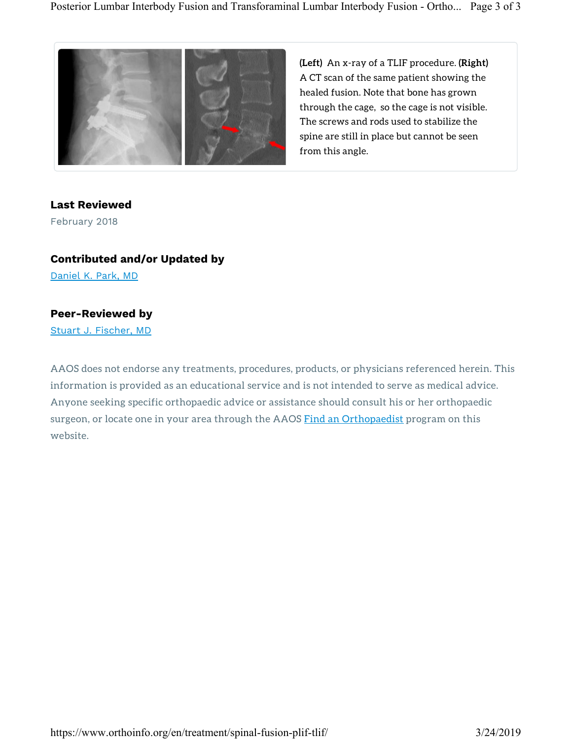**(Left)** An x-ray of a TLIF procedure. **(Right)** A CT scan of the same patient showing the healed fusion. Note that bone has grown through the cage, so the cage is not visible. The screws and rods used to stabilize the spine are still in place but cannot be seen from this angle.

### Last Reviewed

February 2018

### Contributed and/or Updated by

Daniel K. Park, MD

### Peer-Reviewed by

Stuart J. Fischer, MD

AAOS does not endorse any treatments, procedures, products, or physicians referenced herein. This information is provided as an educational service and is not intended to serve as medical advice. Anyone seeking specific orthopaedic advice or assistance should consult his or her orthopaedic surgeon, or locate one in your area through the AAOS Find an Orthopaedist program on this website.